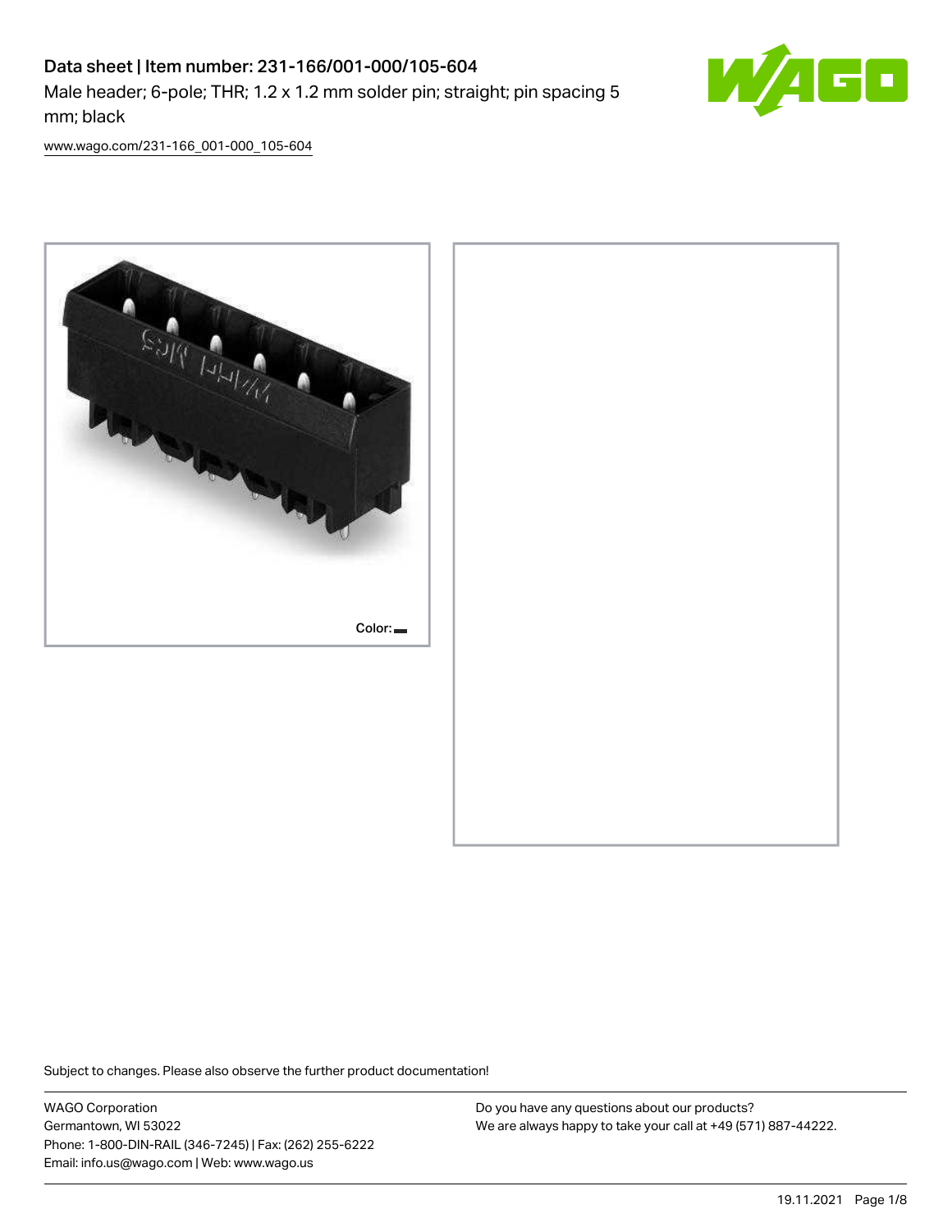# Data sheet | Item number: 231-166/001-000/105-604

Male header; 6-pole; THR; 1.2 x 1.2 mm solder pin; straight; pin spacing 5 mm; black

www.wago.com/231-166_001-000_105-604

Color:

Subject to changes. Please also observe the further product documentation!

WAGO Corporation
Germantown, WI 53022
Phone: 1-800-DIN-RAIL (346-7245) | Fax: (262) 255-6222
Email: info.us@wago.com | Web: www.wago.us

Do you have any questions about our products?
We are always happy to take your call at +49 (571) 887-44222.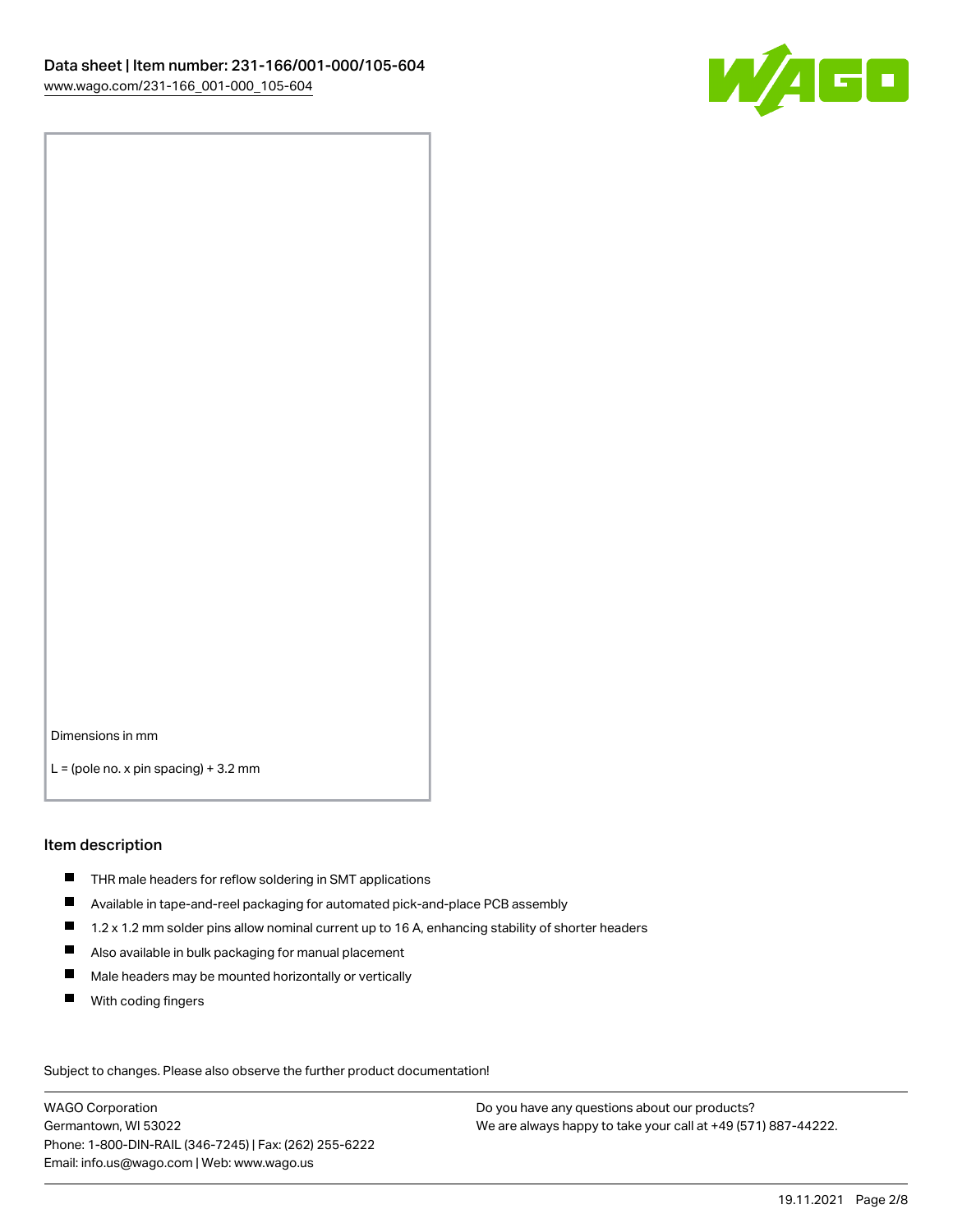Dimensions in mm

L = (pole no. x pin spacing) + 3.2 mm

## Item description

- THR male headers for reflow soldering in SMT applications
- Available in tape-and-reel packaging for automated pick-and-place PCB assembly
- 1.2 x 1.2 mm solder pins allow nominal current up to 16 A, enhancing stability of shorter headers
- Also available in bulk packaging for manual placement
- Male headers may be mounted horizontally or vertically
- With coding fingers

Subject to changes. Please also observe the further product documentation!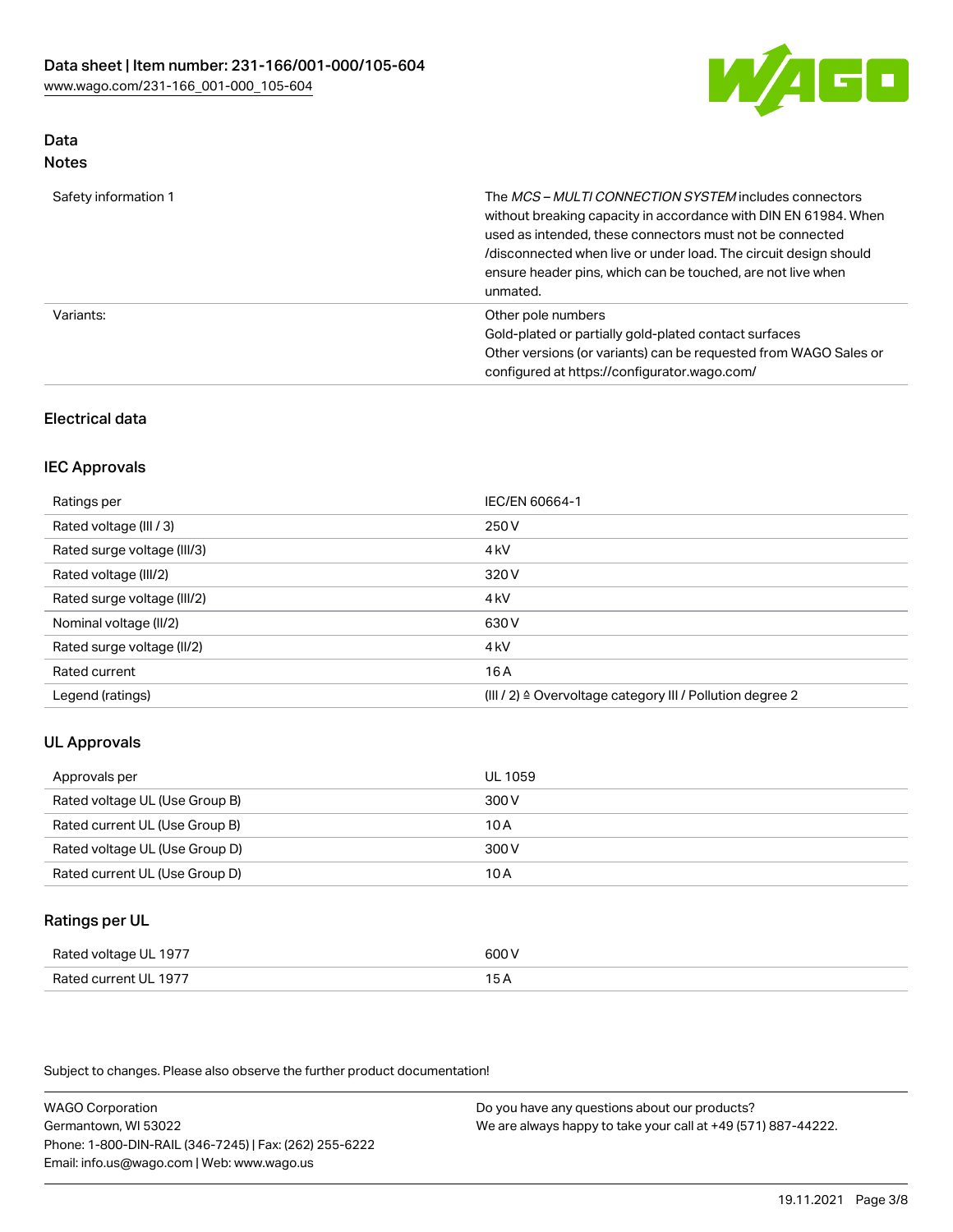## Data

### Notes

| | |
|---|---|
| Safety information 1 | The *MCS – MULTI CONNECTION SYSTEM* includes connectors without breaking capacity in accordance with DIN EN 61984. When used as intended, these connectors must not be connected /disconnected when live or under load. The circuit design should ensure header pins, which can be touched, are not live when unmated. |
| Variants: | Other pole numbers<br>Gold-plated or partially gold-plated contact surfaces<br>Other versions (or variants) can be requested from WAGO Sales or configured at https://configurator.wago.com/ |

## Electrical data

### IEC Approvals

| | |
|---|---|
| Ratings per | IEC/EN 60664-1 |
| Rated voltage (III / 3) | 250 V |
| Rated surge voltage (III/3) | 4 kV |
| Rated voltage (III/2) | 320 V |
| Rated surge voltage (III/2) | 4 kV |
| Nominal voltage (II/2) | 630 V |
| Rated surge voltage (II/2) | 4 kV |
| Rated current | 16 A |
| Legend (ratings) | (III / 2) ≙ Overvoltage category III / Pollution degree 2 |

### UL Approvals

| | |
|---|---|
| Approvals per | UL 1059 |
| Rated voltage UL (Use Group B) | 300 V |
| Rated current UL (Use Group B) | 10 A |
| Rated voltage UL (Use Group D) | 300 V |
| Rated current UL (Use Group D) | 10 A |

### Ratings per UL

| | |
|---|---|
| Rated voltage UL 1977 | 600 V |
| Rated current UL 1977 | 15 A |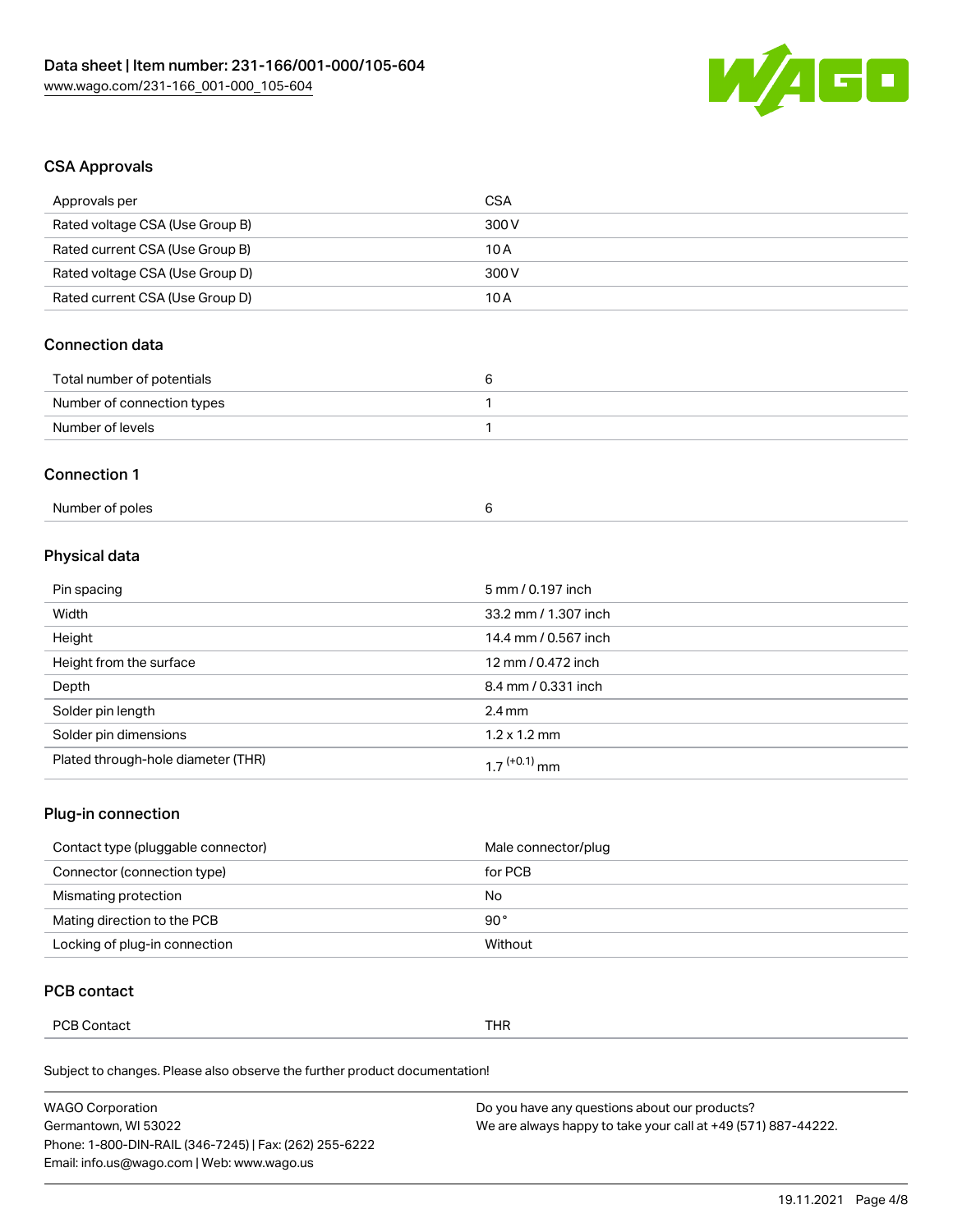## CSA Approvals

| Approvals per | CSA |
| --- | --- |
| Rated voltage CSA (Use Group B) | 300 V |
| Rated current CSA (Use Group B) | 10 A |
| Rated voltage CSA (Use Group D) | 300 V |
| Rated current CSA (Use Group D) | 10 A |

## Connection data

| Total number of potentials | 6 |
| --- | --- |
| Number of connection types | 1 |
| Number of levels | 1 |

## Connection 1

| Number of poles | 6 |
| --- | --- |

## Physical data

| Pin spacing | 5 mm / 0.197 inch |
| --- | --- |
| Width | 33.2 mm / 1.307 inch |
| Height | 14.4 mm / 0.567 inch |
| Height from the surface | 12 mm / 0.472 inch |
| Depth | 8.4 mm / 0.331 inch |
| Solder pin length | 2.4 mm |
| Solder pin dimensions | 1.2 x 1.2 mm |
| Plated through-hole diameter (THR) | $1.7^{(+0.1)}$ mm |

## Plug-in connection

| Contact type (pluggable connector) | Male connector/plug |
| --- | --- |
| Connector (connection type) | for PCB |
| Mismating protection | No |
| Mating direction to the PCB | 90 ° |
| Locking of plug-in connection | Without |

## PCB contact

| PCB Contact | THR |
| --- | --- |

Subject to changes. Please also observe the further product documentation!

WAGO Corporation
Germantown, WI 53022
Phone: 1-800-DIN-RAIL (346-7245) | Fax: (262) 255-6222
Email: info.us@wago.com | Web: www.wago.us

Do you have any questions about our products?
We are always happy to take your call at +49 (571) 887-44222.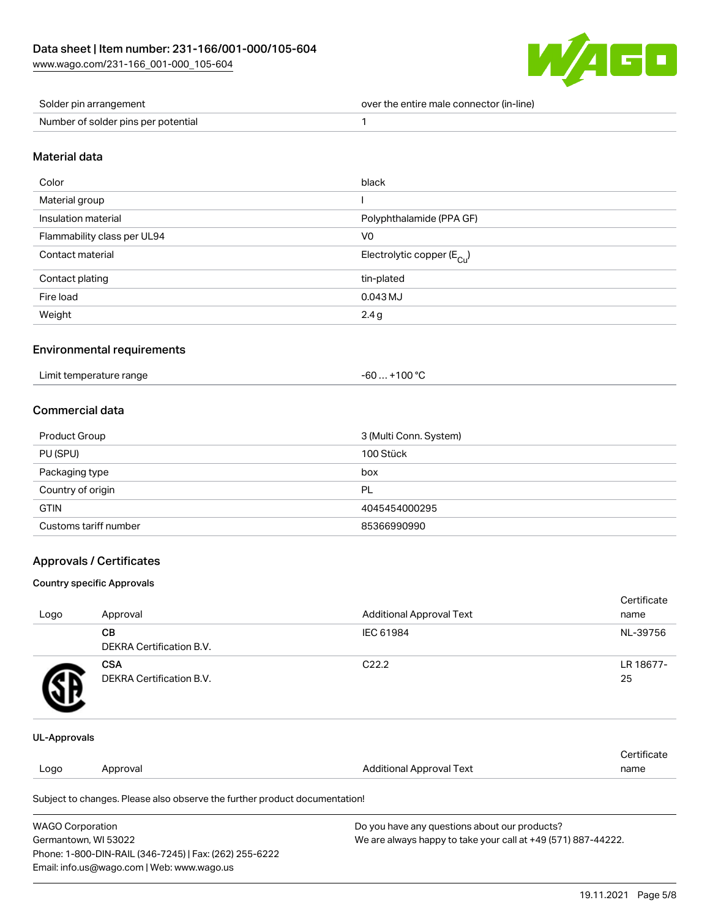| | |
|---|---|
| Solder pin arrangement | over the entire male connector (in-line) |
| Number of solder pins per potential | 1 |

## Material data

| | |
|---|---|
| Color | black |
| Material group | I |
| Insulation material | Polyphthalamide (PPA GF) |
| Flammability class per UL94 | V0 |
| Contact material | Electrolytic copper ($E_{Cu}$) |
| Contact plating | tin-plated |
| Fire load | 0.043 MJ |
| Weight | 2.4 g |

## Environmental requirements

| | |
|---|---|
| Limit temperature range | -60 … +100 °C |

## Commercial data

| | |
|---|---|
| Product Group | 3 (Multi Conn. System) |
| PU (SPU) | 100 Stück |
| Packaging type | box |
| Country of origin | PL |
| GTIN | 4045454000295 |
| Customs tariff number | 85366990990 |

## Approvals / Certificates

### Country specific Approvals

| Logo | Approval | Additional Approval Text | Certificate name |
|---|---|---|---|
| | **CB**<br>DEKRA Certification B.V. | IEC 61984 | NL-39756 |
| | **CSA**<br>DEKRA Certification B.V. | C22.2 | LR 18677-25 |

### UL-Approvals

| Logo | Approval | Additional Approval Text | Certificate name |
|---|---|---|---|

Subject to changes. Please also observe the further product documentation!

WAGO Corporation
Germantown, WI 53022
Phone: 1-800-DIN-RAIL (346-7245) | Fax: (262) 255-6222
Email: info.us@wago.com | Web: www.wago.us

Do you have any questions about our products?
We are always happy to take your call at +49 (571) 887-44222.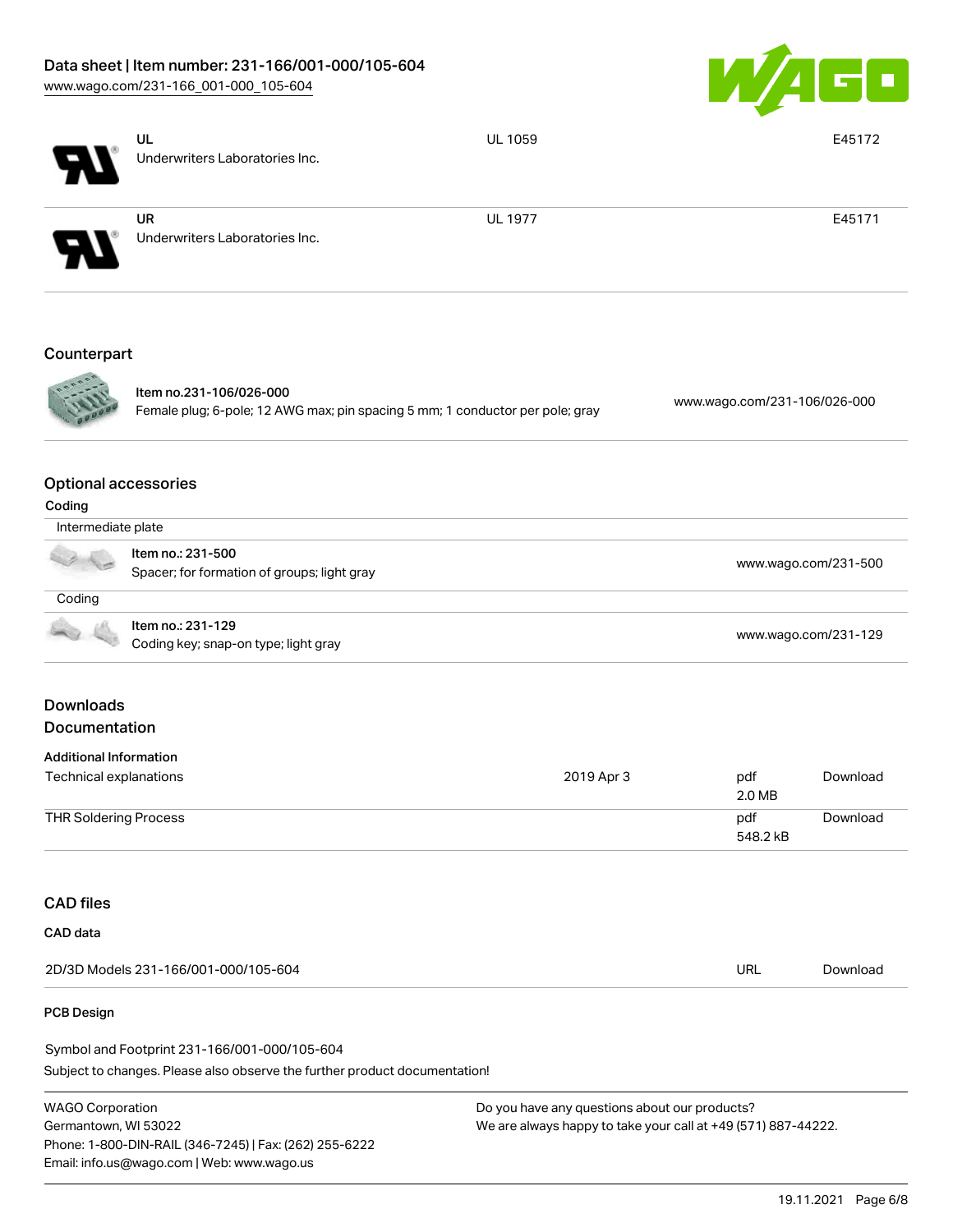| | | | |
|---|---|---|---|
| | UL<br>Underwriters Laboratories Inc. | UL 1059 | E45172 |
| | UR<br>Underwriters Laboratories Inc. | UL 1977 | E45171 |

## Counterpart

| | | |
|---|---|---|
| | Item no.231-106/026-000<br>Female plug; 6-pole; 12 AWG max; pin spacing 5 mm; 1 conductor per pole; gray | www.wago.com/231-106/026-000 |

## Optional accessories

### Coding

| | | |
|---|---|---|
| Intermediate plate | | |
| | Item no.: 231-500<br>Spacer; for formation of groups; light gray | www.wago.com/231-500 |
| Coding | | |
| | Item no.: 231-129<br>Coding key; snap-on type; light gray | www.wago.com/231-129 |

## Downloads

## Documentation

### Additional Information

| | | | |
|---|---|---|---|
| Technical explanations | 2019 Apr 3 | pdf<br>2.0 MB | Download |
| THR Soldering Process | | pdf<br>548.2 kB | Download |

## CAD files

### CAD data

| | | |
|---|---|---|
| 2D/3D Models 231-166/001-000/105-604 | URL | Download |

### PCB Design

Symbol and Footprint 231-166/001-000/105-604

Subject to changes. Please also observe the further product documentation!

WAGO Corporation
Germantown, WI 53022
Phone: 1-800-DIN-RAIL (346-7245) | Fax: (262) 255-6222
Email: info.us@wago.com | Web: www.wago.us

Do you have any questions about our products?
We are always happy to take your call at +49 (571) 887-44222.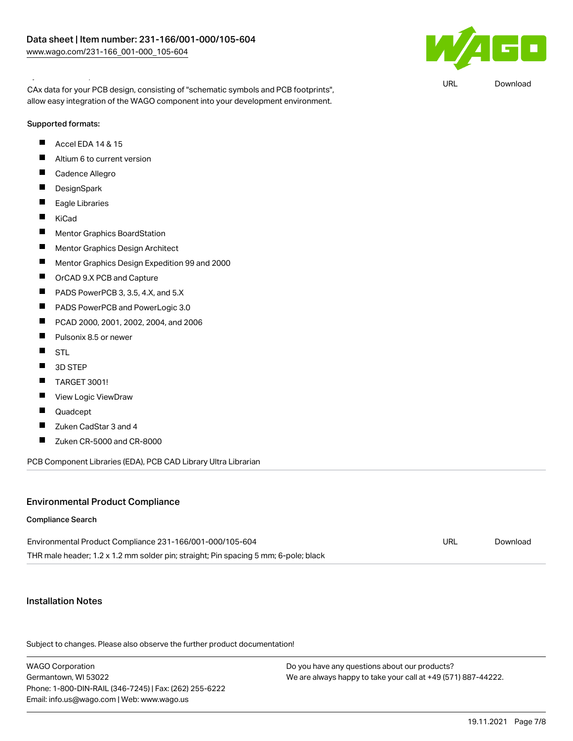CAx data for your PCB design, consisting of "schematic symbols and PCB footprints", allow easy integration of the WAGO component into your development environment.

URL Download

**Supported formats:**

- Accel EDA 14 & 15
- Altium 6 to current version
- Cadence Allegro
- DesignSpark
- Eagle Libraries
- KiCad
- Mentor Graphics BoardStation
- Mentor Graphics Design Architect
- Mentor Graphics Design Expedition 99 and 2000
- OrCAD 9.X PCB and Capture
- PADS PowerPCB 3, 3.5, 4.X, and 5.X
- PADS PowerPCB and PowerLogic 3.0
- PCAD 2000, 2001, 2002, 2004, and 2006
- Pulsonix 8.5 or newer
- STL
- 3D STEP
- TARGET 3001!
- View Logic ViewDraw
- Quadcept
- Zuken CadStar 3 and 4
- Zuken CR-5000 and CR-8000

PCB Component Libraries (EDA), PCB CAD Library Ultra Librarian

## Environmental Product Compliance

**Compliance Search**

| | | |
|---|---|---|
| Environmental Product Compliance 231-166/001-000/105-604<br>THR male header; 1.2 x 1.2 mm solder pin; straight; Pin spacing 5 mm; 6-pole; black | URL | Download |

## Installation Notes

Subject to changes. Please also observe the further product documentation!

WAGO Corporation
Germantown, WI 53022
Phone: 1-800-DIN-RAIL (346-7245) | Fax: (262) 255-6222
Email: info.us@wago.com | Web: www.wago.us

Do you have any questions about our products?
We are always happy to take your call at +49 (571) 887-44222.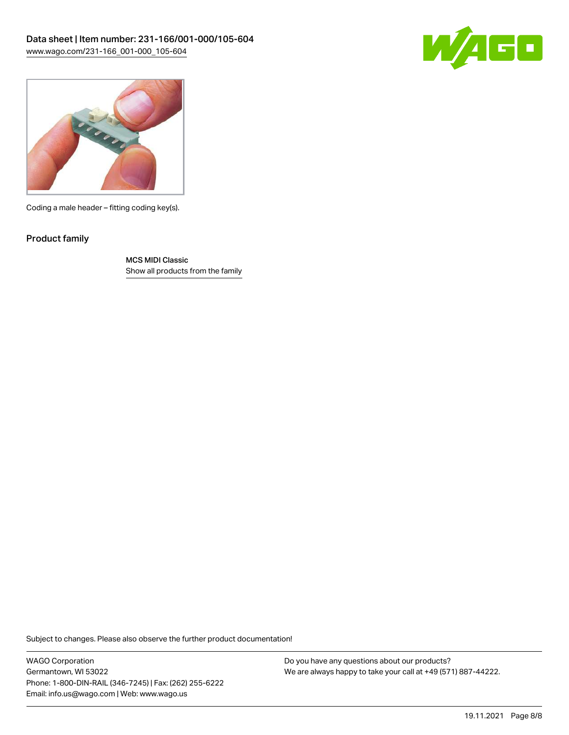Coding a male header – fitting coding key(s).

## Product family

MCS MIDI Classic
Show all products from the family

Subject to changes. Please also observe the further product documentation!

WAGO Corporation
Germantown, WI 53022
Phone: 1-800-DIN-RAIL (346-7245) | Fax: (262) 255-6222
Email: info.us@wago.com | Web: www.wago.us

Do you have any questions about our products?
We are always happy to take your call at +49 (571) 887-44222.